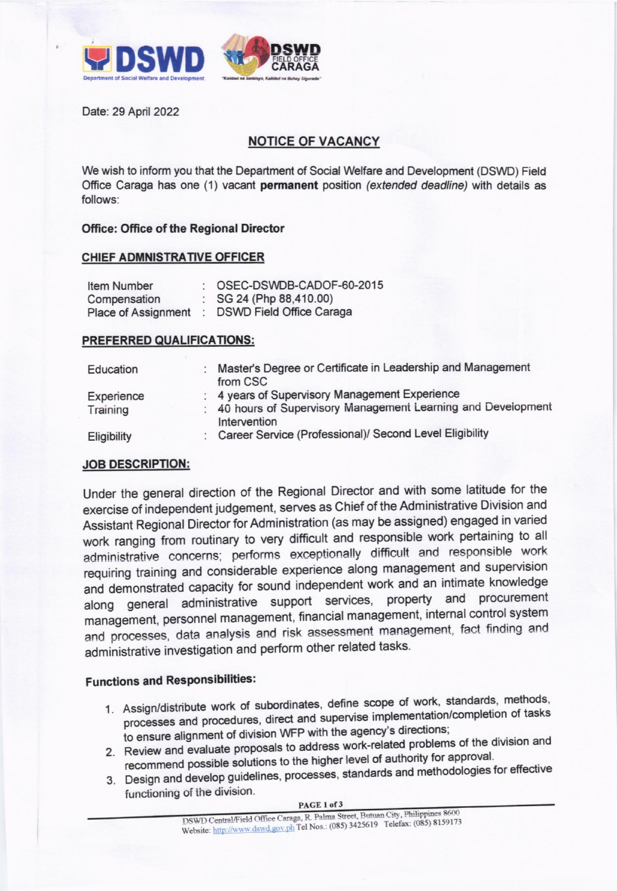Date: 29 April 2022

## NOTICE OF VACANCY

We wish to inform you that the Department of Social Welfare and Development (DSWD) Field Office Caraga has one (1) vacant **permanent** position *(extended deadline)* with details as follows:

**Office: Office of the Regional Director**

### CHIEF ADMNISTRATIVE OFFICER

| | | |
|---|---|---|
| Item Number | : | OSEC-DSWDB-CADOF-60-2015 |
| Compensation | : | SG 24 (Php 88,410.00) |
| Place of Assignment | : | DSWD Field Office Caraga |

### PREFERRED QUALIFICATIONS:

| | | |
|---|---|---|
| Education | : | Master's Degree or Certificate in Leadership and Management from CSC |
| Experience | : | 4 years of Supervisory Management Experience |
| Training | : | 40 hours of Supervisory Management Learning and Development Intervention |
| Eligibility | : | Career Service (Professional)/ Second Level Eligibility |

### JOB DESCRIPTION:

Under the general direction of the Regional Director and with some latitude for the exercise of independent judgement, serves as Chief of the Administrative Division and Assistant Regional Director for Administration (as may be assigned) engaged in varied work ranging from routinary to very difficult and responsible work pertaining to all administrative concerns; performs exceptionally difficult and responsible work requiring training and considerable experience along management and supervision and demonstrated capacity for sound independent work and an intimate knowledge along general administrative support services, property and procurement management, personnel management, financial management, internal control system and processes, data analysis and risk assessment management, fact finding and administrative investigation and perform other related tasks.

#### Functions and Responsibilities:

1. Assign/distribute work of subordinates, define scope of work, standards, methods, processes and procedures, direct and supervise implementation/completion of tasks to ensure alignment of division WFP with the agency's directions;
2. Review and evaluate proposals to address work-related problems of the division and recommend possible solutions to the higher level of authority for approval.
3. Design and develop guidelines, processes, standards and methodologies for effective functioning of the division.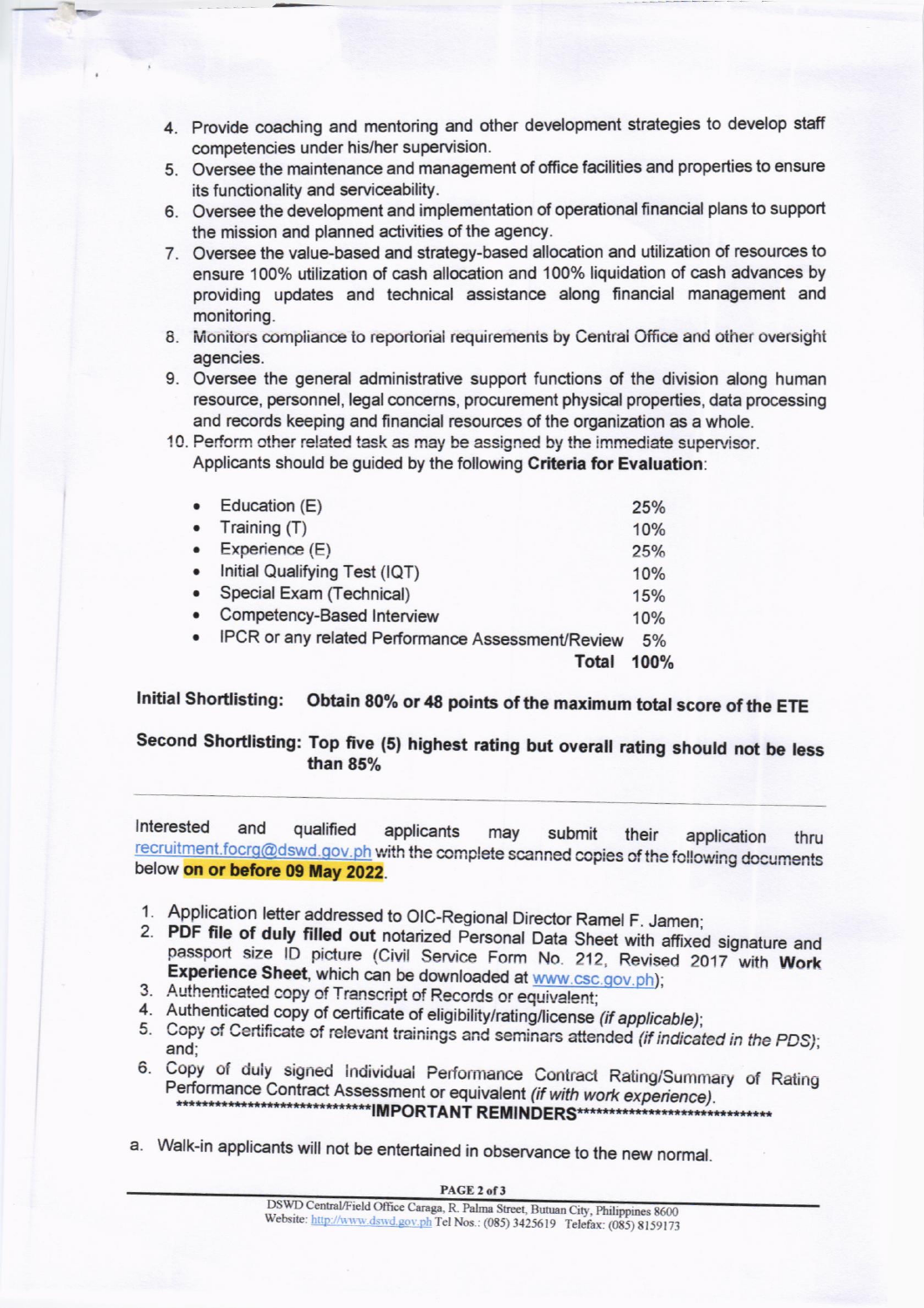4. Provide coaching and mentoring and other development strategies to develop staff competencies under his/her supervision.
5. Oversee the maintenance and management of office facilities and properties to ensure its functionality and serviceability.
6. Oversee the development and implementation of operational financial plans to support the mission and planned activities of the agency.
7. Oversee the value-based and strategy-based allocation and utilization of resources to ensure 100% utilization of cash allocation and 100% liquidation of cash advances by providing updates and technical assistance along financial management and monitoring.
8. Monitors compliance to reportorial requirements by Central Office and other oversight agencies.
9. Oversee the general administrative support functions of the division along human resource, personnel, legal concerns, procurement physical properties, data processing and records keeping and financial resources of the organization as a whole.
10. Perform other related task as may be assigned by the immediate supervisor.

Applicants should be guided by the following **Criteria for Evaluation**:

| | |
|---|---|
| • Education (E) | 25% |
| • Training (T) | 10% |
| • Experience (E) | 25% |
| • Initial Qualifying Test (IQT) | 10% |
| • Special Exam (Technical) | 15% |
| • Competency-Based Interview | 10% |
| • IPCR or any related Performance Assessment/Review | 5% |
| **Total** | **100%** |

**Initial Shortlisting: Obtain 80% or 48 points of the maximum total score of the ETE**

**Second Shortlisting: Top five (5) highest rating but overall rating should not be less than 85%**

---

Interested and qualified applicants may submit their application thru recruitment.focrg@dswd.gov.ph with the complete scanned copies of the following documents below **on or before 09 May 2022**.

1. Application letter addressed to OIC-Regional Director Ramel F. Jamen;
2. **PDF file of duly filled out** notarized Personal Data Sheet with affixed signature and passport size ID picture (Civil Service Form No. 212, Revised 2017 with **Work Experience Sheet**, which can be downloaded at www.csc.gov.ph);
3. Authenticated copy of Transcript of Records or equivalent;
4. Authenticated copy of certificate of eligibility/rating/license *(if applicable)*;
5. Copy of Certificate of relevant trainings and seminars attended *(if indicated in the PDS)*; and;
6. Copy of duly signed Individual Performance Contract Rating/Summary of Rating Performance Contract Assessment or equivalent *(if with work experience)*.

******************************IMPORTANT REMINDERS******************************

a. Walk-in applicants will not be entertained in observance to the new normal.